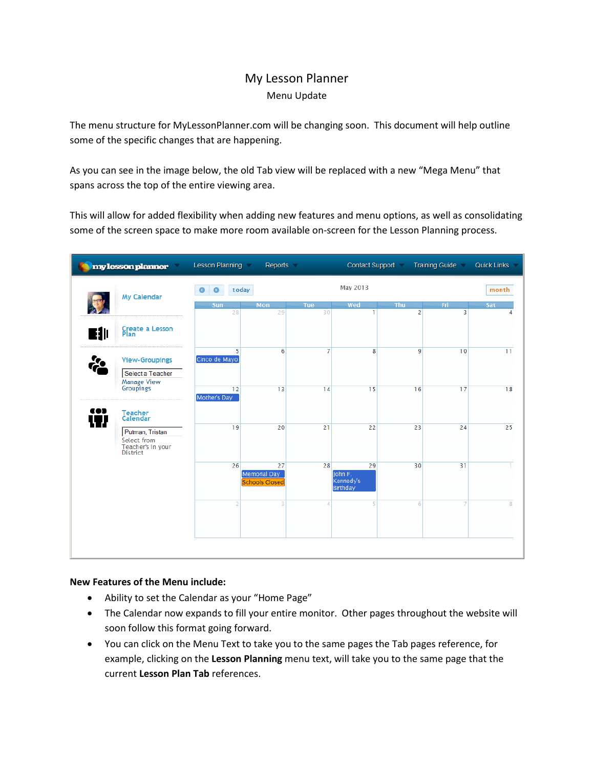# My Lesson Planner

## Menu Update

The menu structure for MyLessonPlanner.com will be changing soon. This document will help outline some of the specific changes that are happening.

As you can see in the image below, the old Tab view will be replaced with a new "Mega Menu" that spans across the top of the entire viewing area.

This will allow for added flexibility when adding new features and menu options, as well as consolidating some of the screen space to make more room available on-screen for the Lesson Planning process.

**New Features of the Menu include:**

- Ability to set the Calendar as your "Home Page"
- The Calendar now expands to fill your entire monitor. Other pages throughout the website will soon follow this format going forward.
- You can click on the Menu Text to take you to the same pages the Tab pages reference, for example, clicking on the **Lesson Planning** menu text, will take you to the same page that the current **Lesson Plan Tab** references.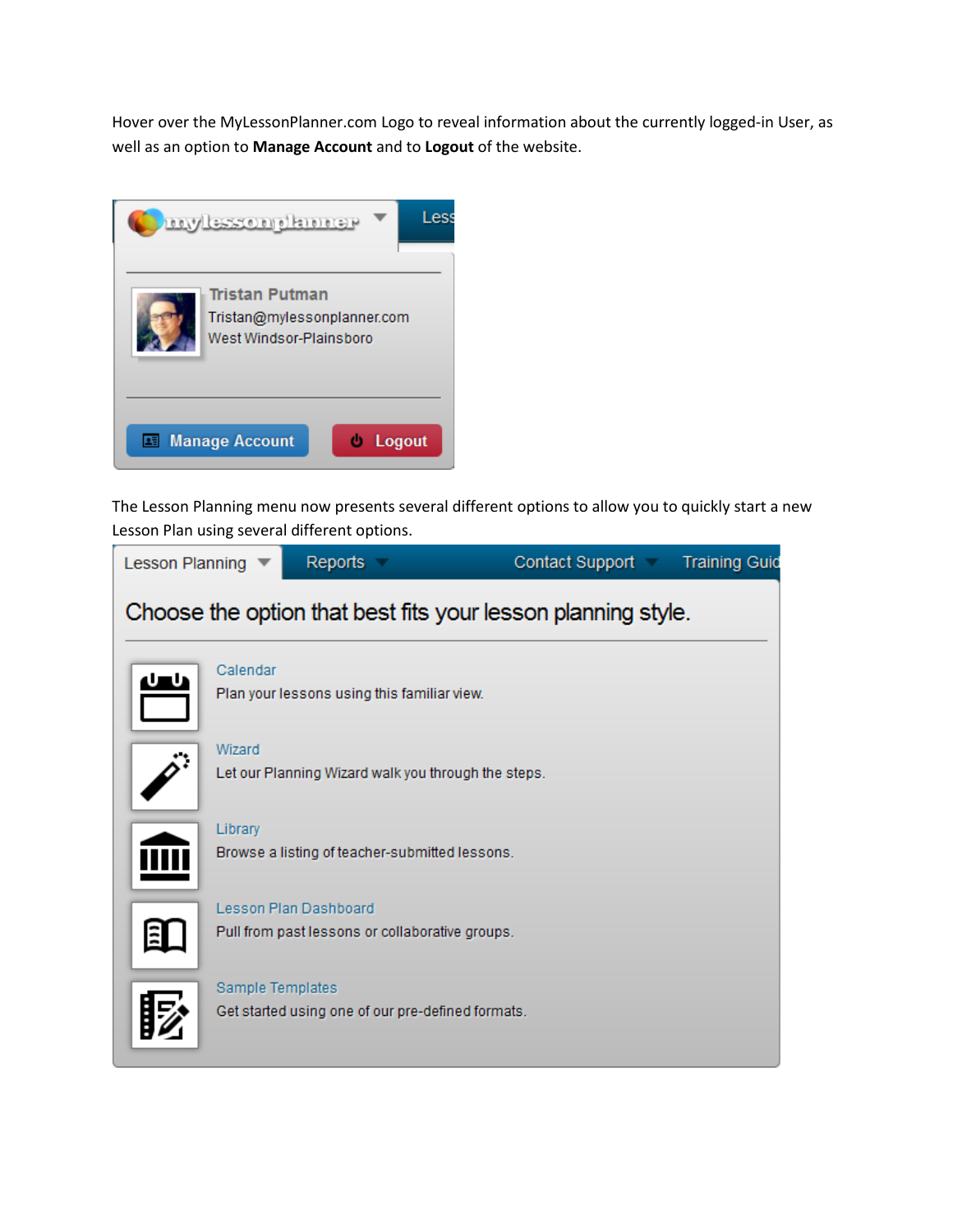Hover over the MyLessonPlanner.com Logo to reveal information about the currently logged-in User, as well as an option to **Manage Account** and to **Logout** of the website.

mylessonplanner

Tristan Putman
Tristan@mylessonplanner.com
West Windsor-Plainsboro

Manage Account
Logout

The Lesson Planning menu now presents several different options to allow you to quickly start a new Lesson Plan using several different options.

Lesson Planning | Reports | Contact Support | Training Guid

Choose the option that best fits your lesson planning style.

Calendar
Plan your lessons using this familiar view.

Wizard
Let our Planning Wizard walk you through the steps.

Library
Browse a listing of teacher-submitted lessons.

Lesson Plan Dashboard
Pull from past lessons or collaborative groups.

Sample Templates
Get started using one of our pre-defined formats.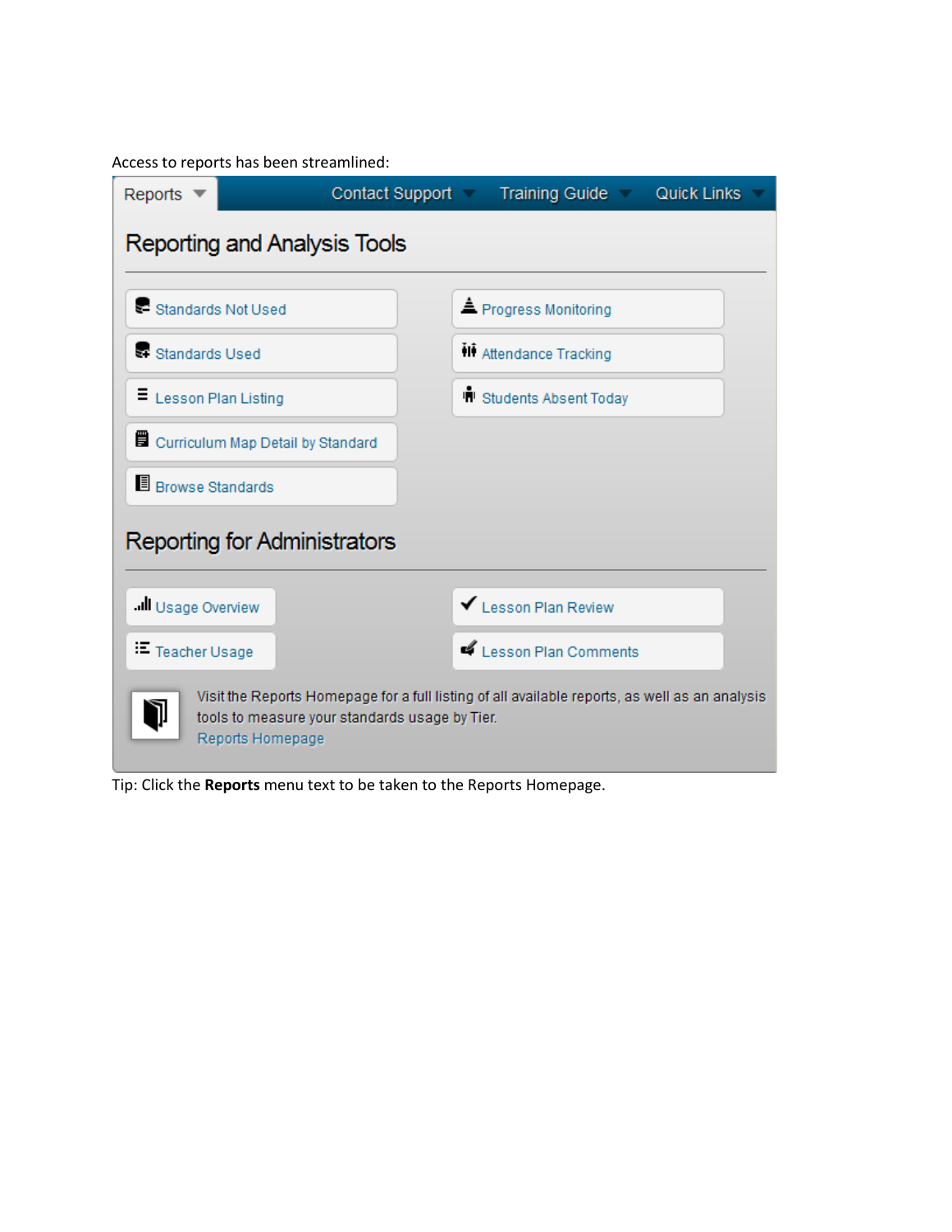Access to reports has been streamlined:

Reports | Contact Support | Training Guide | Quick Links

## Reporting and Analysis Tools

- Standards Not Used
- Standards Used
- Lesson Plan Listing
- Curriculum Map Detail by Standard
- Browse Standards
- Progress Monitoring
- Attendance Tracking
- Students Absent Today

## Reporting for Administrators

- Usage Overview
- Teacher Usage
- Lesson Plan Review
- Lesson Plan Comments

Visit the Reports Homepage for a full listing of all available reports, as well as an analysis tools to measure your standards usage by Tier.
Reports Homepage

Tip: Click the **Reports** menu text to be taken to the Reports Homepage.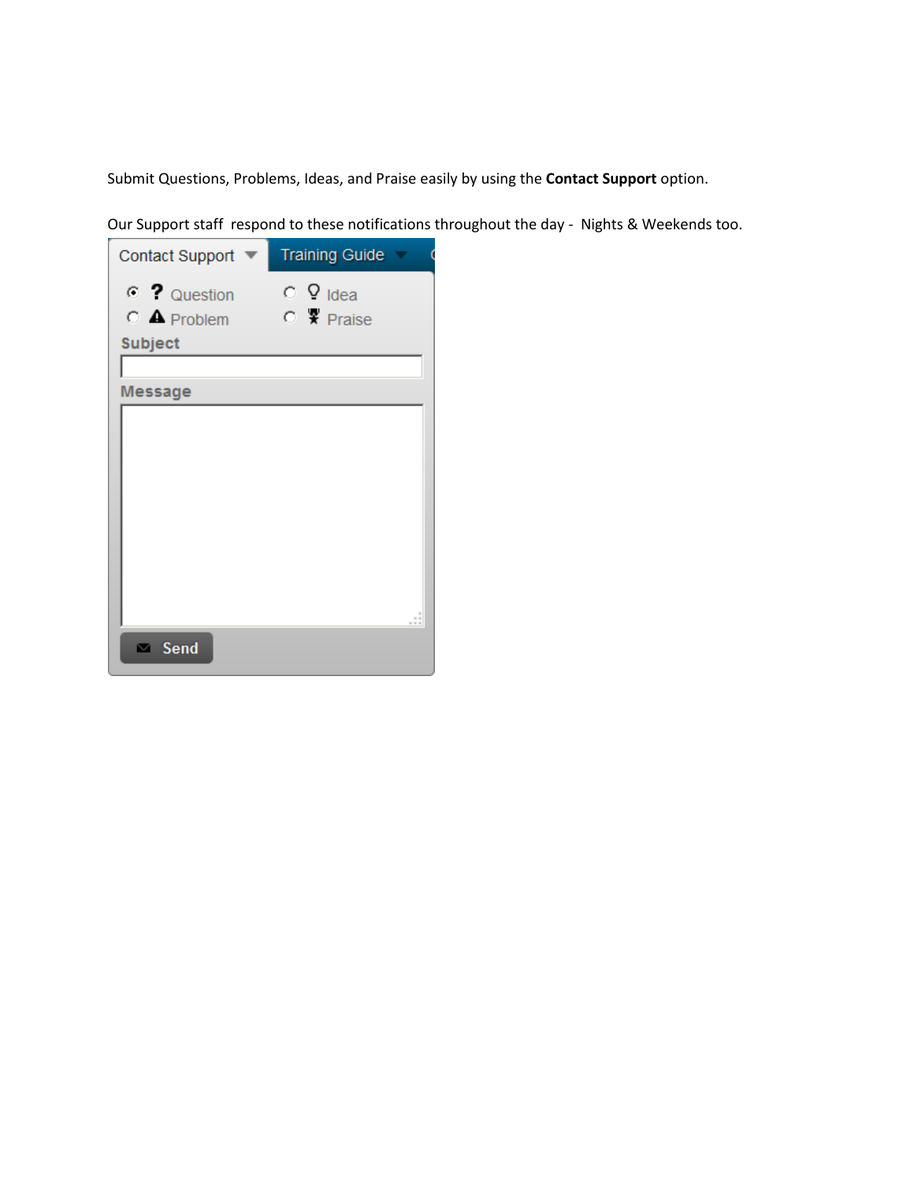Submit Questions, Problems, Ideas, and Praise easily by using the **Contact Support** option.

Our Support staff respond to these notifications throughout the day - Nights & Weekends too.

Contact Support
Training Guide

Question
Idea
Problem
Praise
Subject
Message
Send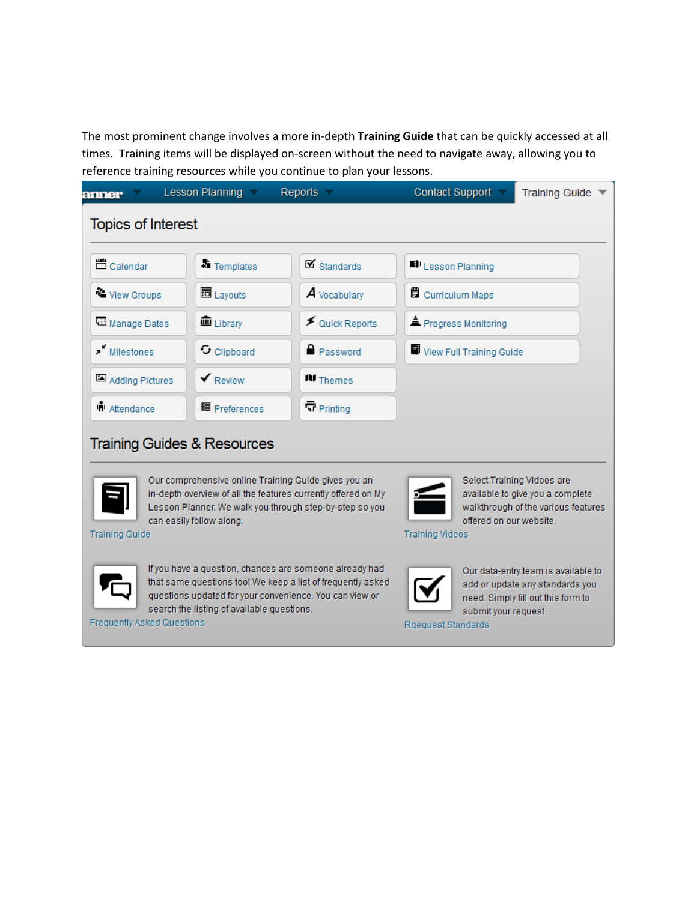The most prominent change involves a more in-depth **Training Guide** that can be quickly accessed at all times. Training items will be displayed on-screen without the need to navigate away, allowing you to reference training resources while you continue to plan your lessons.

anner | Lesson Planning | Reports | Contact Support | Training Guide

## Topics of Interest

| | | | |
|---|---|---|---|
| Calendar | Templates | Standards | Lesson Planning |
| View Groups | Layouts | Vocabulary | Curriculum Maps |
| Manage Dates | Library | Quick Reports | Progress Monitoring |
| Milestones | Clipboard | Password | View Full Training Guide |
| Adding Pictures | Review | Themes | |
| Attendance | Preferences | Printing | |

## Training Guides & Resources

Our comprehensive online Training Guide gives you an in-depth overview of all the features currently offered on My Lesson Planner. We walk you through step-by-step so you can easily follow along.

Training Guide

Select Training Videos are available to give you a complete walkthrough of the various features offered on our website.

Training Videos

If you have a question, chances are someone already had that same questions too! We keep a list of frequently asked questions updated for your convenience. You can view or search the listing of available questions.

Frequently Asked Questions

Our data-entry team is available to add or update any standards you need. Simply fill out this form to submit your request.

Rqequest Standards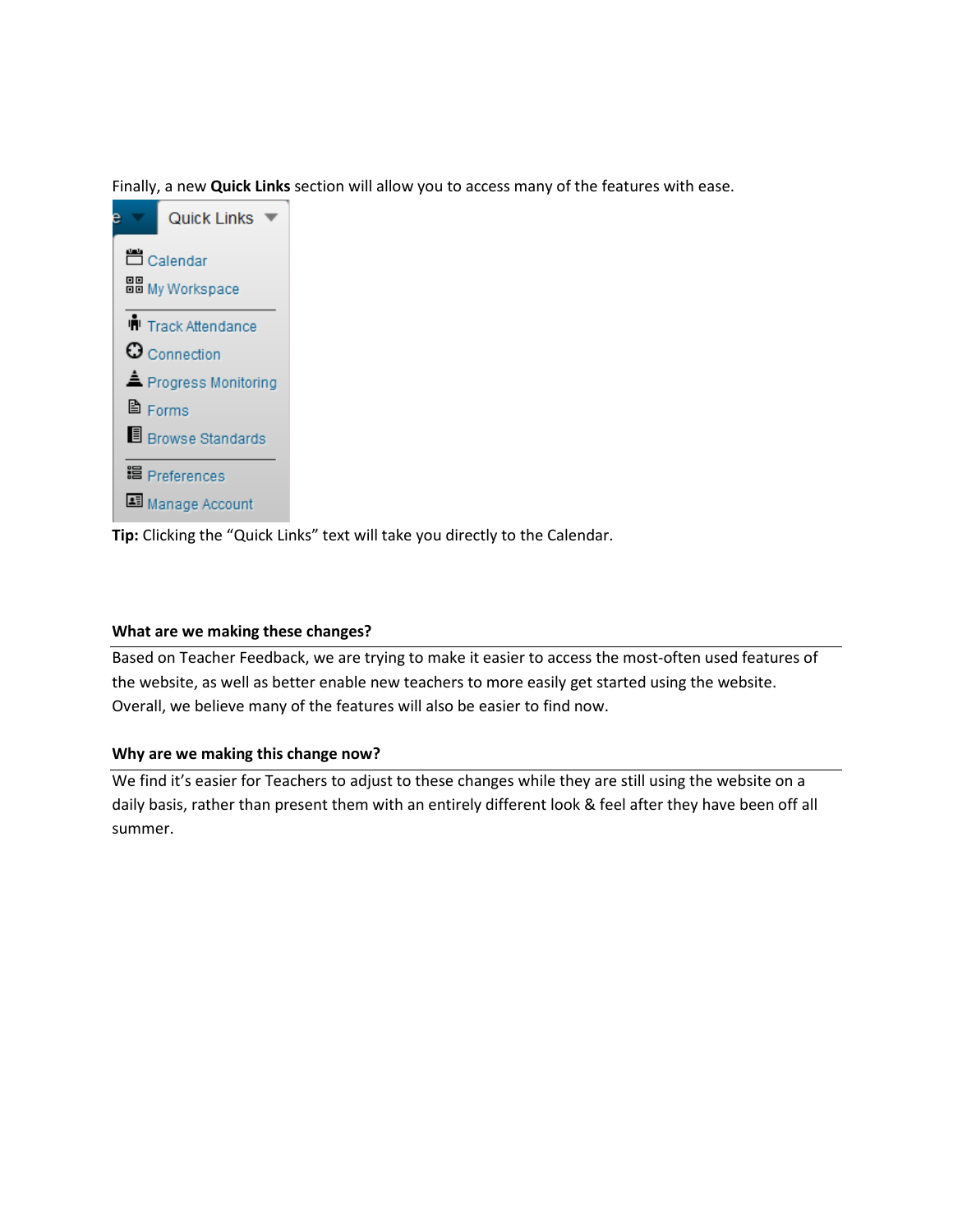Finally, a new **Quick Links** section will allow you to access many of the features with ease.

Quick Links

- Calendar
- My Workspace
- Track Attendance
- Connection
- Progress Monitoring
- Forms
- Browse Standards
- Preferences
- Manage Account

**Tip:** Clicking the "Quick Links" text will take you directly to the Calendar.

### What are we making these changes?

Based on Teacher Feedback, we are trying to make it easier to access the most-often used features of the website, as well as better enable new teachers to more easily get started using the website. Overall, we believe many of the features will also be easier to find now.

### Why are we making this change now?

We find it's easier for Teachers to adjust to these changes while they are still using the website on a daily basis, rather than present them with an entirely different look & feel after they have been off all summer.